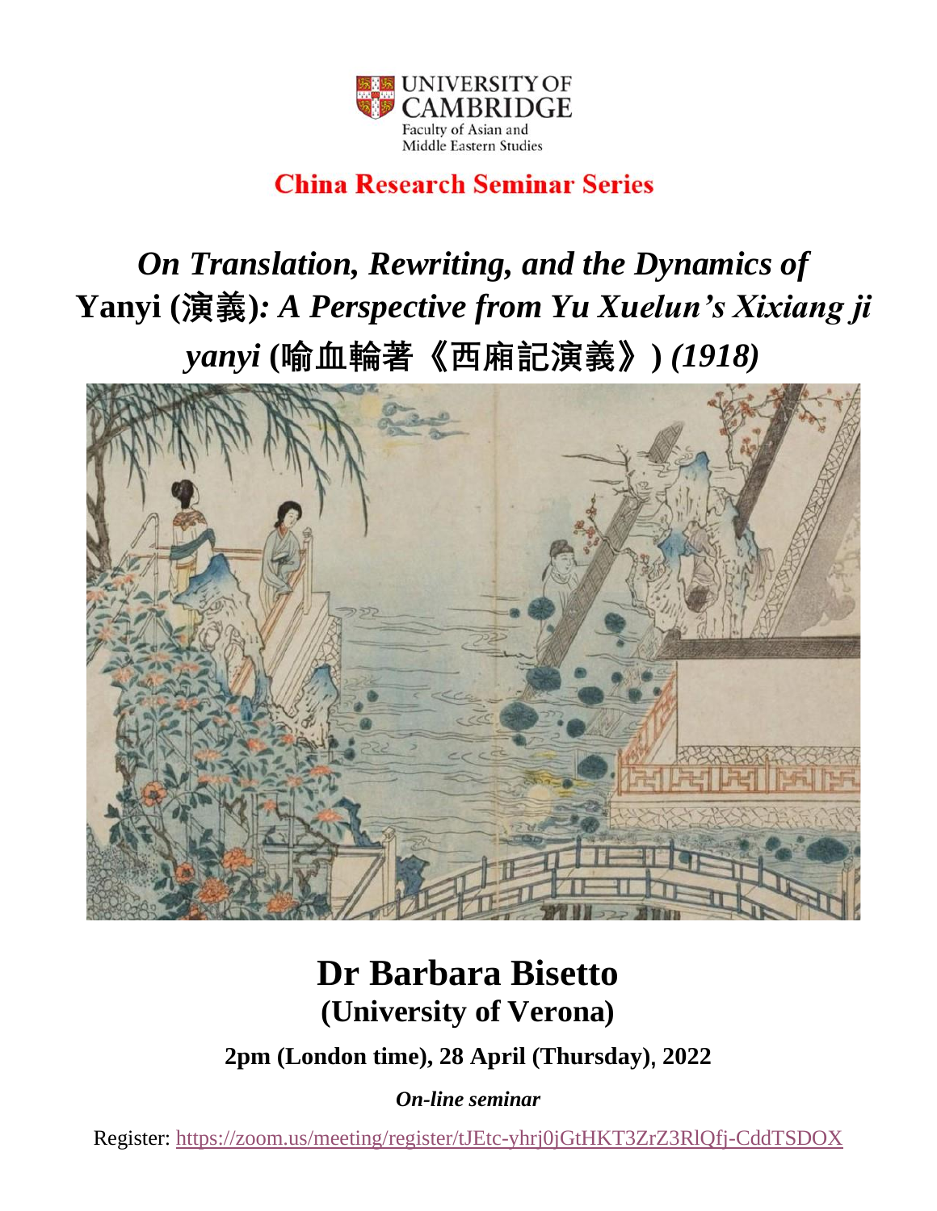UNIVERSITY OF CAMBRIDGE
Faculty of Asian and Middle Eastern Studies

**China Research Seminar Series**

# *On Translation, Rewriting, and the Dynamics of* Yanyi (演義)*: A Perspective from Yu Xuelun's Xixiang ji yanyi* (喻血輪著《西廂記演義》) *(1918)*

## Dr Barbara Bisetto
### (University of Verona)

**2pm (London time), 28 April (Thursday), 2022**

***On-line seminar***

Register: https://zoom.us/meeting/register/tJEtc-yhrj0jGtHKT3ZrZ3RlQfj-CddTSDOX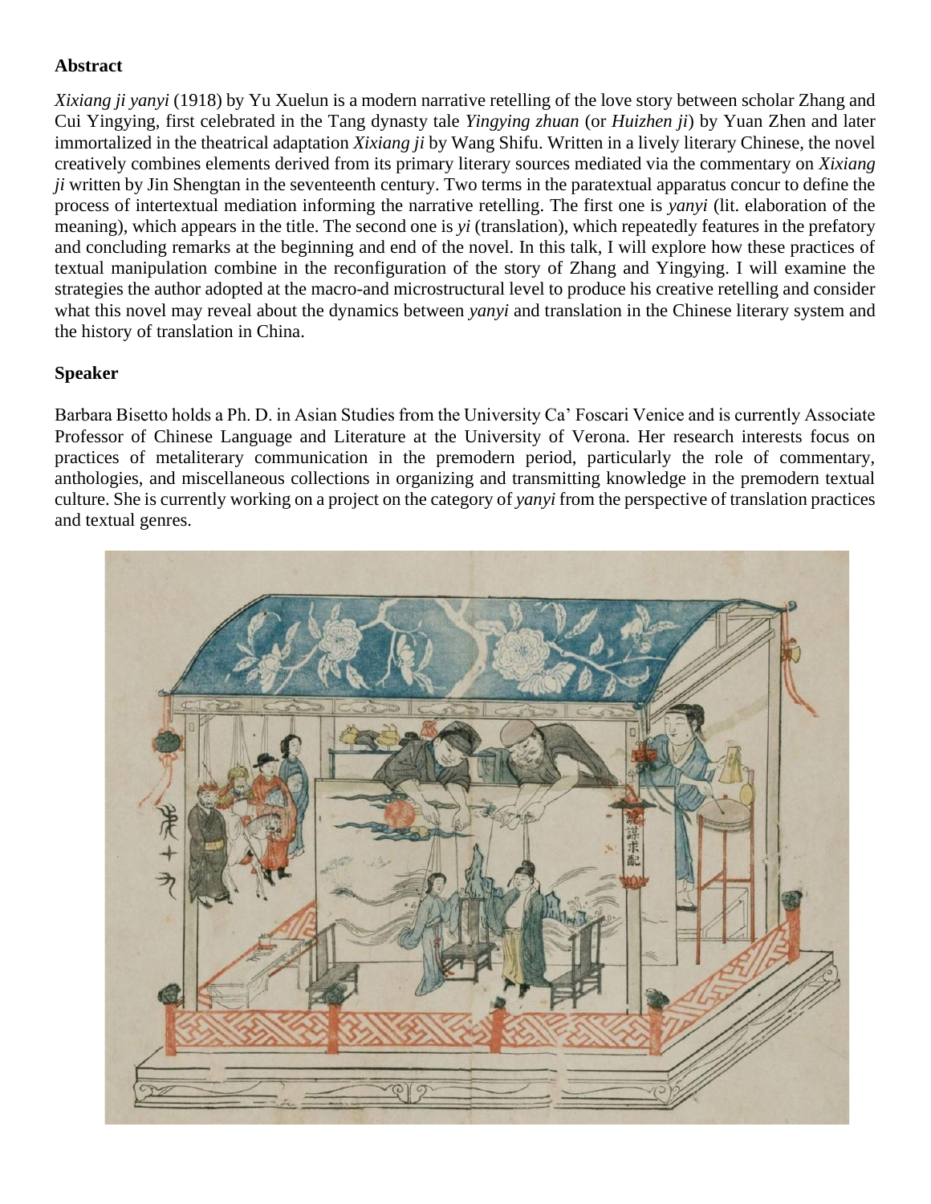## Abstract

*Xixiang ji yanyi* (1918) by Yu Xuelun is a modern narrative retelling of the love story between scholar Zhang and Cui Yingying, first celebrated in the Tang dynasty tale *Yingying zhuan* (or *Huizhen ji*) by Yuan Zhen and later immortalized in the theatrical adaptation *Xixiang ji* by Wang Shifu. Written in a lively literary Chinese, the novel creatively combines elements derived from its primary literary sources mediated via the commentary on *Xixiang ji* written by Jin Shengtan in the seventeenth century. Two terms in the paratextual apparatus concur to define the process of intertextual mediation informing the narrative retelling. The first one is *yanyi* (lit. elaboration of the meaning), which appears in the title. The second one is *yi* (translation), which repeatedly features in the prefatory and concluding remarks at the beginning and end of the novel. In this talk, I will explore how these practices of textual manipulation combine in the reconfiguration of the story of Zhang and Yingying. I will examine the strategies the author adopted at the macro-and microstructural level to produce his creative retelling and consider what this novel may reveal about the dynamics between *yanyi* and translation in the Chinese literary system and the history of translation in China.

## Speaker

Barbara Bisetto holds a Ph. D. in Asian Studies from the University Ca' Foscari Venice and is currently Associate Professor of Chinese Language and Literature at the University of Verona. Her research interests focus on practices of metaliterary communication in the premodern period, particularly the role of commentary, anthologies, and miscellaneous collections in organizing and transmitting knowledge in the premodern textual culture. She is currently working on a project on the category of *yanyi* from the perspective of translation practices and textual genres.